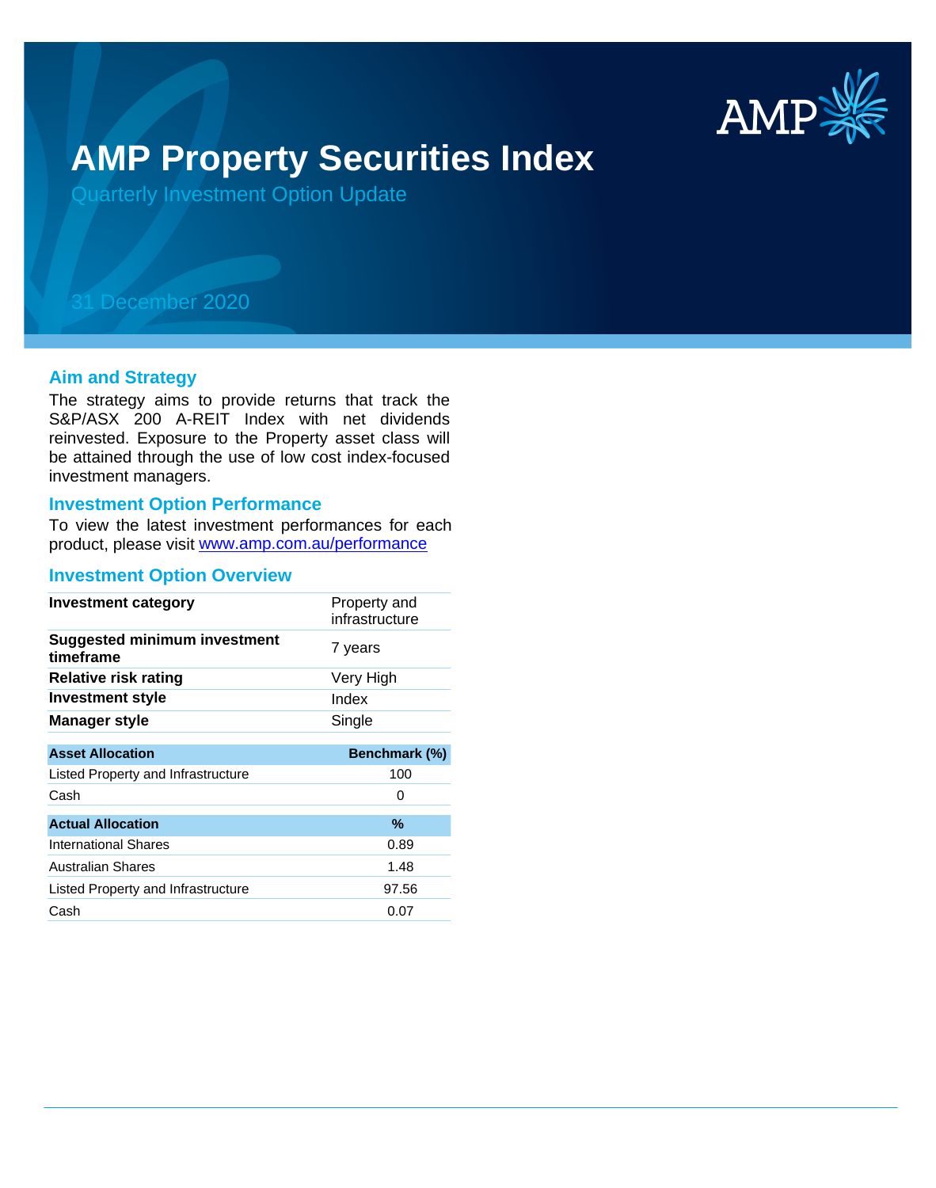# AMP Property Securities Index

Quarterly Investment Option Update

31 December 2020

## Aim and Strategy

The strategy aims to provide returns that track the S&P/ASX 200 A-REIT Index with net dividends reinvested. Exposure to the Property asset class will be attained through the use of low cost index-focused investment managers.

## Investment Option Performance

To view the latest investment performances for each product, please visit [www.amp.com.au/performance](http://www.amp.com.au/performance)

## Investment Option Overview

| | |
|---|---|
| **Investment category** | Property and infrastructure |
| **Suggested minimum investment timeframe** | 7 years |
| **Relative risk rating** | Very High |
| **Investment style** | Index |
| **Manager style** | Single |

| Asset Allocation | Benchmark (%) |
|---|---|
| Listed Property and Infrastructure | 100 |
| Cash | 0 |

| Actual Allocation | % |
|---|---|
| International Shares | 0.89 |
| Australian Shares | 1.48 |
| Listed Property and Infrastructure | 97.56 |
| Cash | 0.07 |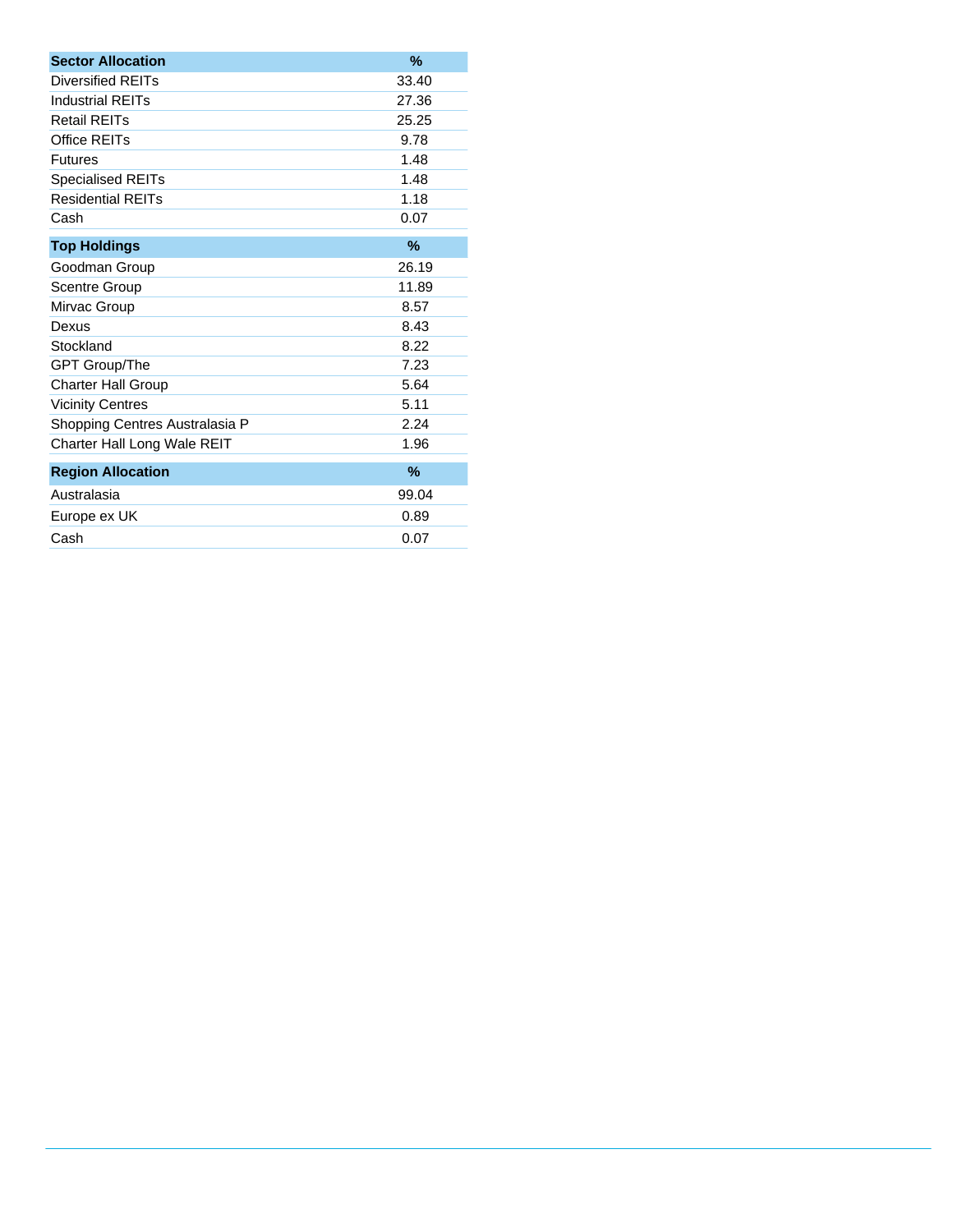| Sector Allocation | % |
|---|---|
| Diversified REITs | 33.40 |
| Industrial REITs | 27.36 |
| Retail REITs | 25.25 |
| Office REITs | 9.78 |
| Futures | 1.48 |
| Specialised REITs | 1.48 |
| Residential REITs | 1.18 |
| Cash | 0.07 |

| Top Holdings | % |
|---|---|
| Goodman Group | 26.19 |
| Scentre Group | 11.89 |
| Mirvac Group | 8.57 |
| Dexus | 8.43 |
| Stockland | 8.22 |
| GPT Group/The | 7.23 |
| Charter Hall Group | 5.64 |
| Vicinity Centres | 5.11 |
| Shopping Centres Australasia P | 2.24 |
| Charter Hall Long Wale REIT | 1.96 |

| Region Allocation | % |
|---|---|
| Australasia | 99.04 |
| Europe ex UK | 0.89 |
| Cash | 0.07 |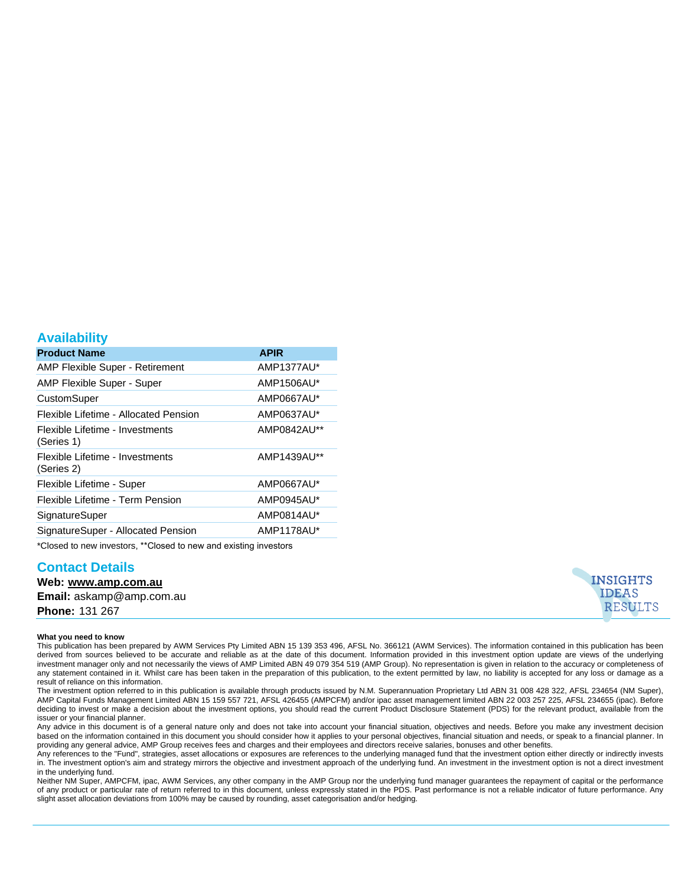## Availability

| Product Name | APIR |
|---|---|
| AMP Flexible Super - Retirement | AMP1377AU* |
| AMP Flexible Super - Super | AMP1506AU* |
| CustomSuper | AMP0667AU* |
| Flexible Lifetime - Allocated Pension | AMP0637AU* |
| Flexible Lifetime - Investments (Series 1) | AMP0842AU** |
| Flexible Lifetime - Investments (Series 2) | AMP1439AU** |
| Flexible Lifetime - Super | AMP0667AU* |
| Flexible Lifetime - Term Pension | AMP0945AU* |
| SignatureSuper | AMP0814AU* |
| SignatureSuper - Allocated Pension | AMP1178AU* |

*Closed to new investors, **Closed to new and existing investors

## Contact Details

**Web:** **www.amp.com.au**
**Email:** askamp@amp.com.au
**Phone:** 131 267

INSIGHTS
IDEAS
RESULTS

**What you need to know**

This publication has been prepared by AWM Services Pty Limited ABN 15 139 353 496, AFSL No. 366121 (AWM Services). The information contained in this publication has been derived from sources believed to be accurate and reliable as at the date of this document. Information provided in this investment option update are views of the underlying investment manager only and not necessarily the views of AMP Limited ABN 49 079 354 519 (AMP Group). No representation is given in relation to the accuracy or completeness of any statement contained in it. Whilst care has been taken in the preparation of this publication, to the extent permitted by law, no liability is accepted for any loss or damage as a result of reliance on this information.

The investment option referred to in this publication is available through products issued by N.M. Superannuation Proprietary Ltd ABN 31 008 428 322, AFSL 234654 (NM Super), AMP Capital Funds Management Limited ABN 15 159 557 721, AFSL 426455 (AMPCFM) and/or ipac asset management limited ABN 22 003 257 225, AFSL 234655 (ipac). Before deciding to invest or make a decision about the investment options, you should read the current Product Disclosure Statement (PDS) for the relevant product, available from the issuer or your financial planner.

Any advice in this document is of a general nature only and does not take into account your financial situation, objectives and needs. Before you make any investment decision based on the information contained in this document you should consider how it applies to your personal objectives, financial situation and needs, or speak to a financial planner. In providing any general advice, AMP Group receives fees and charges and their employees and directors receive salaries, bonuses and other benefits.

Any references to the "Fund", strategies, asset allocations or exposures are references to the underlying managed fund that the investment option either directly or indirectly invests in. The investment option's aim and strategy mirrors the objective and investment approach of the underlying fund. An investment in the investment option is not a direct investment in the underlying fund.

Neither NM Super, AMPCFM, ipac, AWM Services, any other company in the AMP Group nor the underlying fund manager guarantees the repayment of capital or the performance of any product or particular rate of return referred to in this document, unless expressly stated in the PDS. Past performance is not a reliable indicator of future performance. Any slight asset allocation deviations from 100% may be caused by rounding, asset categorisation and/or hedging.